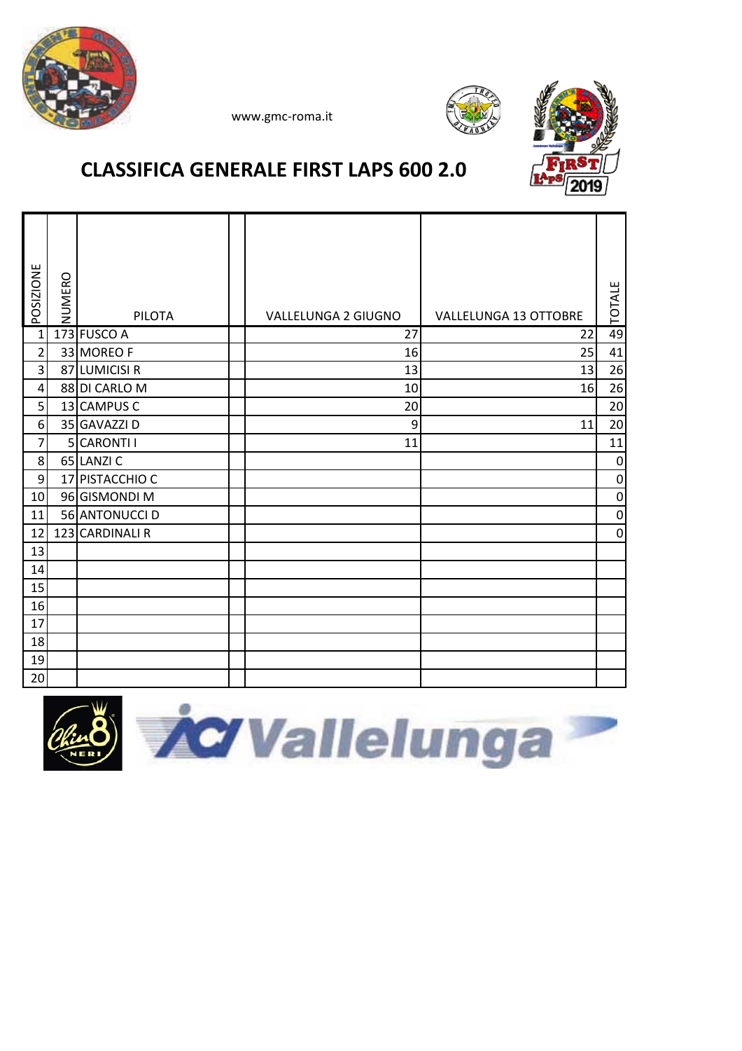www.gmc-roma.it

# CLASSIFICA GENERALE FIRST LAPS 600 2.0

| POSIZIONE | NUMERO | PILOTA | | VALLELUNGA 2 GIUGNO | VALLELUNGA 13 OTTOBRE | TOTALE |
|---|---|---|---|---|---|---|
| 1 | 173 | FUSCO A | | 27 | 22 | 49 |
| 2 | 33 | MOREO F | | 16 | 25 | 41 |
| 3 | 87 | LUMICISI R | | 13 | 13 | 26 |
| 4 | 88 | DI CARLO M | | 10 | 16 | 26 |
| 5 | 13 | CAMPUS C | | 20 | | 20 |
| 6 | 35 | GAVAZZI D | | 9 | 11 | 20 |
| 7 | 5 | CARONTI I | | 11 | | 11 |
| 8 | 65 | LANZI C | | | | 0 |
| 9 | 17 | PISTACCHIO C | | | | 0 |
| 10 | 96 | GISMONDI M | | | | 0 |
| 11 | 56 | ANTONUCCI D | | | | 0 |
| 12 | 123 | CARDINALI R | | | | 0 |
| 13 | | | | | | |
| 14 | | | | | | |
| 15 | | | | | | |
| 16 | | | | | | |
| 17 | | | | | | |
| 18 | | | | | | |
| 19 | | | | | | |
| 20 | | | | | | |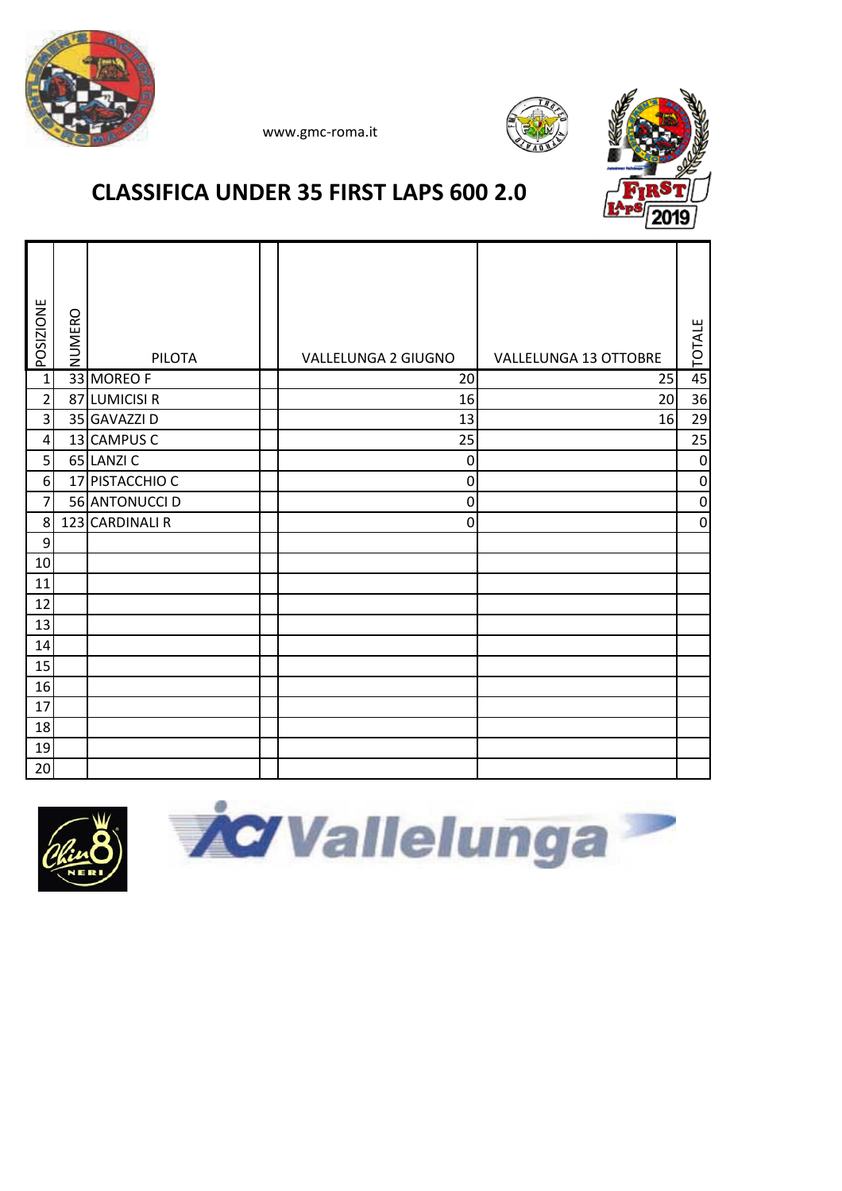www.gmc-roma.it

# CLASSIFICA UNDER 35 FIRST LAPS 600 2.0

| POSIZIONE | NUMERO | PILOTA | | VALLELUNGA 2 GIUGNO | VALLELUNGA 13 OTTOBRE | TOTALE |
|---|---|---|---|---|---|---|
| 1 | 33 | MOREO F | | 20 | 25 | 45 |
| 2 | 87 | LUMICISI R | | 16 | 20 | 36 |
| 3 | 35 | GAVAZZI D | | 13 | 16 | 29 |
| 4 | 13 | CAMPUS C | | 25 | | 25 |
| 5 | 65 | LANZI C | | 0 | | 0 |
| 6 | 17 | PISTACCHIO C | | 0 | | 0 |
| 7 | 56 | ANTONUCCI D | | 0 | | 0 |
| 8 | 123 | CARDINALI R | | 0 | | 0 |
| 9 | | | | | | |
| 10 | | | | | | |
| 11 | | | | | | |
| 12 | | | | | | |
| 13 | | | | | | |
| 14 | | | | | | |
| 15 | | | | | | |
| 16 | | | | | | |
| 17 | | | | | | |
| 18 | | | | | | |
| 19 | | | | | | |
| 20 | | | | | | |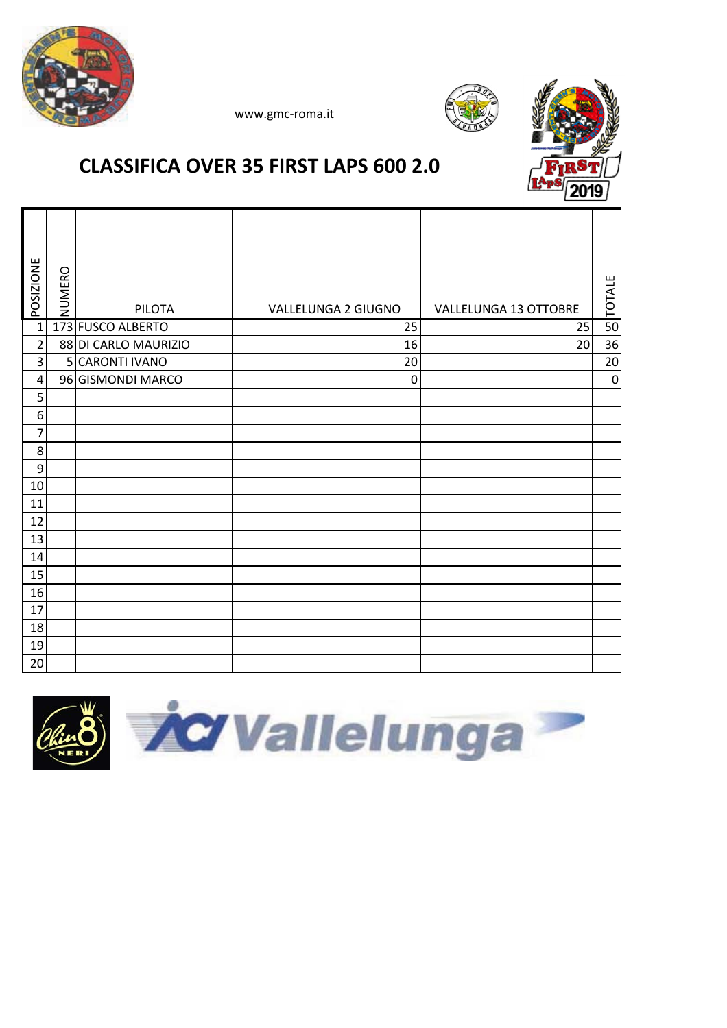www.gmc-roma.it

# CLASSIFICA OVER 35 FIRST LAPS 600 2.0

| POSIZIONE | NUMERO | PILOTA | | VALLELUNGA 2 GIUGNO | VALLELUNGA 13 OTTOBRE | TOTALE |
|---|---|---|---|---|---|---|
| 1 | 173 | FUSCO ALBERTO | | 25 | 25 | 50 |
| 2 | 88 | DI CARLO MAURIZIO | | 16 | 20 | 36 |
| 3 | 5 | CARONTI IVANO | | 20 | | 20 |
| 4 | 96 | GISMONDI MARCO | | 0 | | 0 |
| 5 | | | | | | |
| 6 | | | | | | |
| 7 | | | | | | |
| 8 | | | | | | |
| 9 | | | | | | |
| 10 | | | | | | |
| 11 | | | | | | |
| 12 | | | | | | |
| 13 | | | | | | |
| 14 | | | | | | |
| 15 | | | | | | |
| 16 | | | | | | |
| 17 | | | | | | |
| 18 | | | | | | |
| 19 | | | | | | |
| 20 | | | | | | |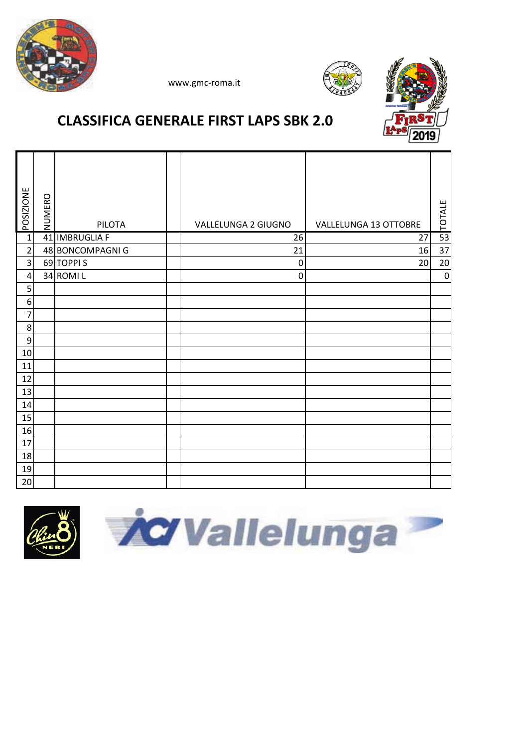www.gmc-roma.it

## CLASSIFICA GENERALE FIRST LAPS SBK 2.0

| POSIZIONE | NUMERO | PILOTA | | VALLELUNGA 2 GIUGNO | VALLELUNGA 13 OTTOBRE | TOTALE |
|---|---|---|---|---|---|---|
| 1 | 41 | IMBRUGLIA F | | 26 | 27 | 53 |
| 2 | 48 | BONCOMPAGNI G | | 21 | 16 | 37 |
| 3 | 69 | TOPPI S | | 0 | 20 | 20 |
| 4 | 34 | ROMI L | | 0 | | 0 |
| 5 | | | | | | |
| 6 | | | | | | |
| 7 | | | | | | |
| 8 | | | | | | |
| 9 | | | | | | |
| 10 | | | | | | |
| 11 | | | | | | |
| 12 | | | | | | |
| 13 | | | | | | |
| 14 | | | | | | |
| 15 | | | | | | |
| 16 | | | | | | |
| 17 | | | | | | |
| 18 | | | | | | |
| 19 | | | | | | |
| 20 | | | | | | |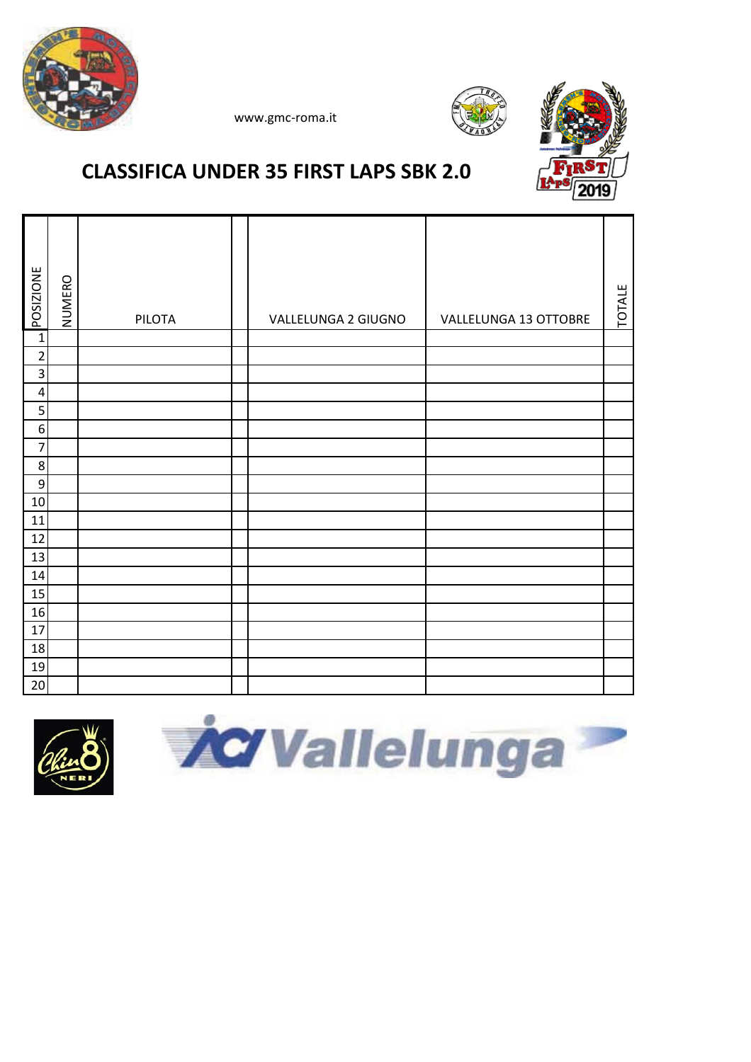www.gmc-roma.it

## CLASSIFICA UNDER 35 FIRST LAPS SBK 2.0

| POSIZIONE | NUMERO | PILOTA | | VALLELUNGA 2 GIUGNO | VALLELUNGA 13 OTTOBRE | TOTALE |
|---|---|---|---|---|---|---|
| 1 | | | | | | |
| 2 | | | | | | |
| 3 | | | | | | |
| 4 | | | | | | |
| 5 | | | | | | |
| 6 | | | | | | |
| 7 | | | | | | |
| 8 | | | | | | |
| 9 | | | | | | |
| 10 | | | | | | |
| 11 | | | | | | |
| 12 | | | | | | |
| 13 | | | | | | |
| 14 | | | | | | |
| 15 | | | | | | |
| 16 | | | | | | |
| 17 | | | | | | |
| 18 | | | | | | |
| 19 | | | | | | |
| 20 | | | | | | |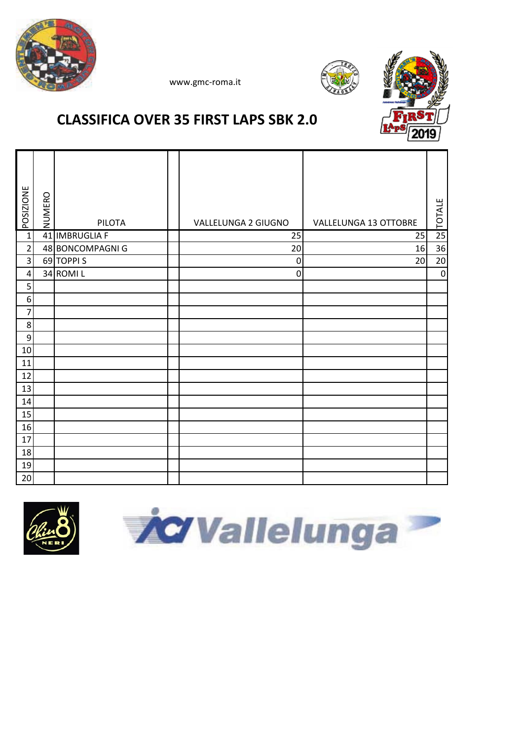www.gmc-roma.it

# CLASSIFICA OVER 35 FIRST LAPS SBK 2.0

| POSIZIONE | NUMERO | PILOTA | | VALLELUNGA 2 GIUGNO | VALLELUNGA 13 OTTOBRE | TOTALE |
|---|---|---|---|---|---|---|
| 1 | 41 | IMBRUGLIA F | | 25 | 25 | 25 |
| 2 | 48 | BONCOMPAGNI G | | 20 | 16 | 36 |
| 3 | 69 | TOPPI S | | 0 | 20 | 20 |
| 4 | 34 | ROMI L | | 0 | | 0 |
| 5 | | | | | | |
| 6 | | | | | | |
| 7 | | | | | | |
| 8 | | | | | | |
| 9 | | | | | | |
| 10 | | | | | | |
| 11 | | | | | | |
| 12 | | | | | | |
| 13 | | | | | | |
| 14 | | | | | | |
| 15 | | | | | | |
| 16 | | | | | | |
| 17 | | | | | | |
| 18 | | | | | | |
| 19 | | | | | | |
| 20 | | | | | | |